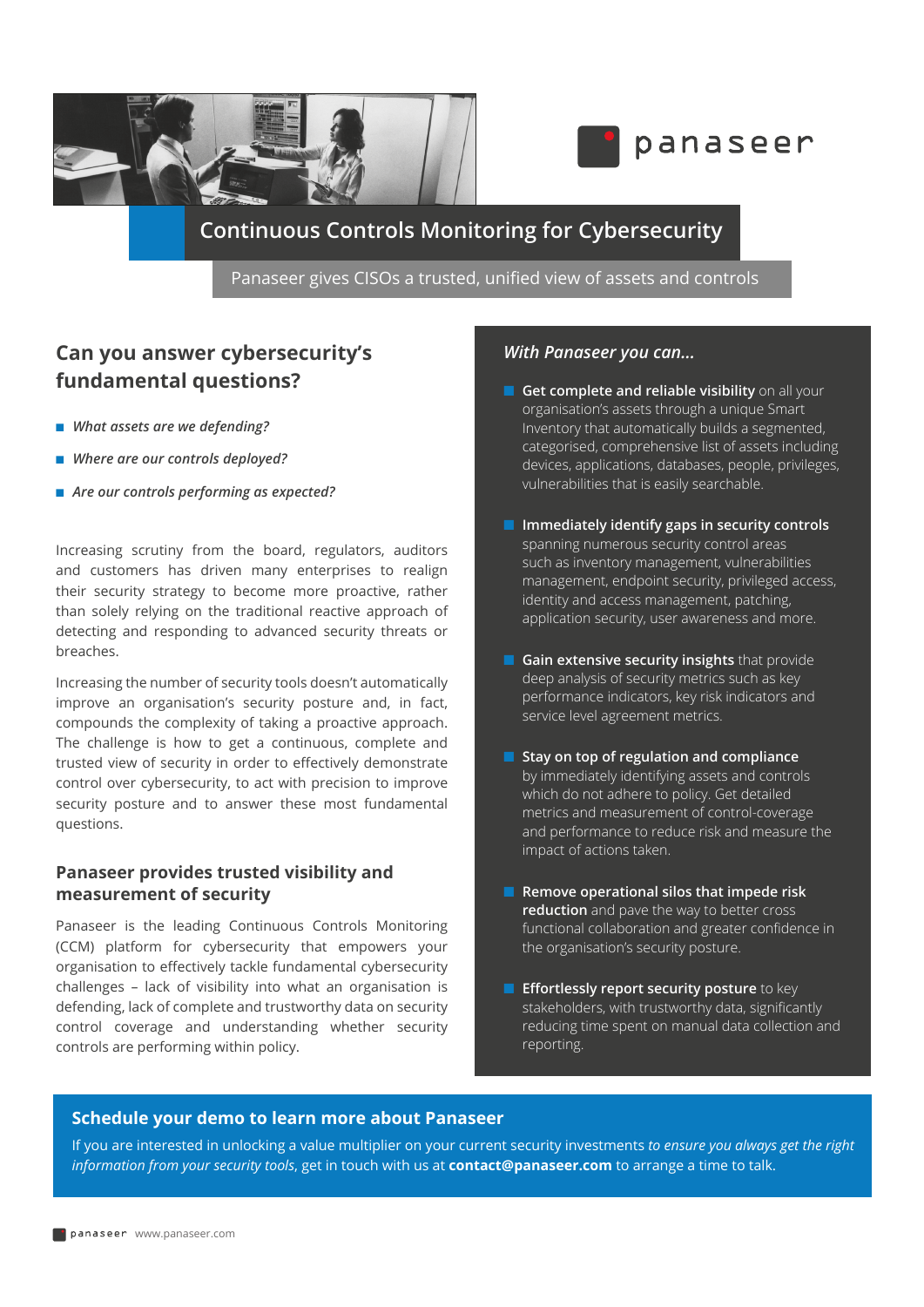panaseer

# Continuous Controls Monitoring for Cybersecurity

Panaseer gives CISOs a trusted, unified view of assets and controls

## Can you answer cybersecurity's fundamental questions?

- *What assets are we defending?*
- *Where are our controls deployed?*
- *Are our controls performing as expected?*

Increasing scrutiny from the board, regulators, auditors and customers has driven many enterprises to realign their security strategy to become more proactive, rather than solely relying on the traditional reactive approach of detecting and responding to advanced security threats or breaches.

Increasing the number of security tools doesn't automatically improve an organisation's security posture and, in fact, compounds the complexity of taking a proactive approach. The challenge is how to get a continuous, complete and trusted view of security in order to effectively demonstrate control over cybersecurity, to act with precision to improve security posture and to answer these most fundamental questions.

## Panaseer provides trusted visibility and measurement of security

Panaseer is the leading Continuous Controls Monitoring (CCM) platform for cybersecurity that empowers your organisation to effectively tackle fundamental cybersecurity challenges – lack of visibility into what an organisation is defending, lack of complete and trustworthy data on security control coverage and understanding whether security controls are performing within policy.

### *With Panaseer you can...*

- **Get complete and reliable visibility** on all your organisation's assets through a unique Smart Inventory that automatically builds a segmented, categorised, comprehensive list of assets including devices, applications, databases, people, privileges, vulnerabilities that is easily searchable.
- **Immediately identify gaps in security controls** spanning numerous security control areas such as inventory management, vulnerabilities management, endpoint security, privileged access, identity and access management, patching, application security, user awareness and more.
- **Gain extensive security insights** that provide deep analysis of security metrics such as key performance indicators, key risk indicators and service level agreement metrics.
- **Stay on top of regulation and compliance** by immediately identifying assets and controls which do not adhere to policy. Get detailed metrics and measurement of control-coverage and performance to reduce risk and measure the impact of actions taken.
- **Remove operational silos that impede risk reduction** and pave the way to better cross functional collaboration and greater confidence in the organisation's security posture.
- **Effortlessly report security posture** to key stakeholders, with trustworthy data, significantly reducing time spent on manual data collection and reporting.

## Schedule your demo to learn more about Panaseer

If you are interested in unlocking a value multiplier on your current security investments *to ensure you always get the right information from your security tools*, get in touch with us at **contact@panaseer.com** to arrange a time to talk.

panaseer www.panaseer.com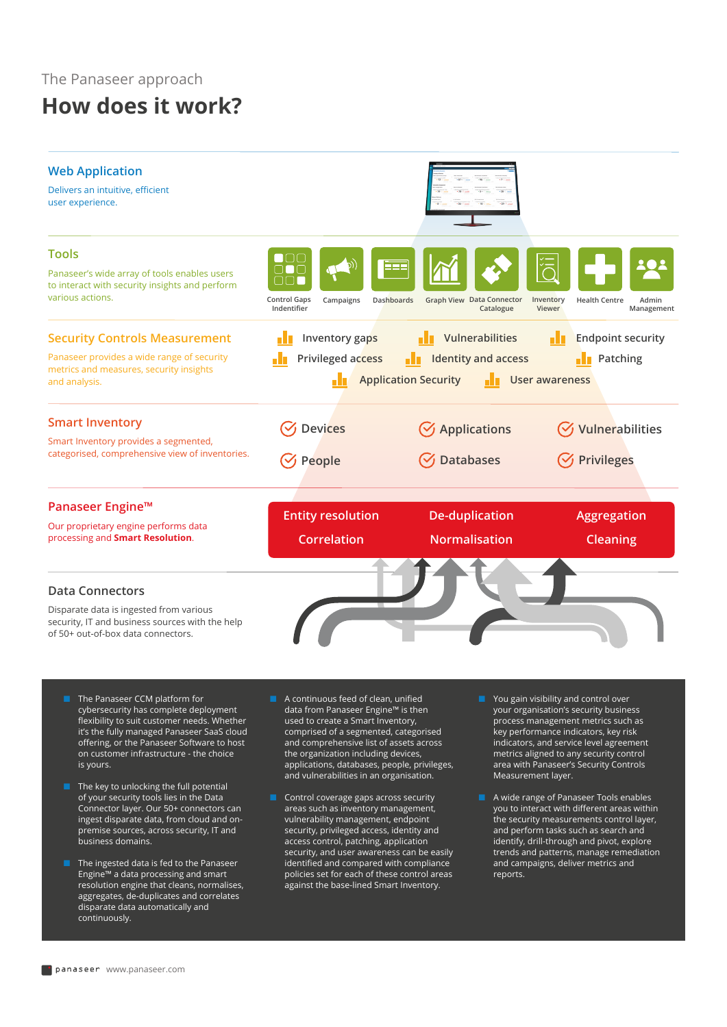The Panaseer approach

# How does it work?

## Web Application

Delivers an intuitive, efficient user experience.

## Tools

Panaseer's wide array of tools enables users to interact with security insights and perform various actions.

Control Gaps Indentifier
Campaigns
Dashboards
Graph View
Data Connector Catalogue
Inventory Viewer
Health Centre
Admin Management

## Security Controls Measurement

Panaseer provides a wide range of security metrics and measures, security insights and analysis.

Inventory gaps
Vulnerabilities
Endpoint security
Privileged access
Identity and access
Patching
Application Security
User awareness

## Smart Inventory

Smart Inventory provides a segmented, categorised, comprehensive view of inventories.

Devices
Applications
Vulnerabilities
People
Databases
Privileges

## Panaseer Engine™

Our proprietary engine performs data processing and **Smart Resolution**.

Entity resolution
De-duplication
Aggregation
Correlation
Normalisation
Cleaning

## Data Connectors

Disparate data is ingested from various security, IT and business sources with the help of 50+ out-of-box data connectors.

- The Panaseer CCM platform for cybersecurity has complete deployment flexibility to suit customer needs. Whether it's the fully managed Panaseer SaaS cloud offering, or the Panaseer Software to host on customer infrastructure - the choice is yours.
- The key to unlocking the full potential of your security tools lies in the Data Connector layer. Our 50+ connectors can ingest disparate data, from cloud and on-premise sources, across security, IT and business domains.
- The ingested data is fed to the Panaseer Engine™ a data processing and smart resolution engine that cleans, normalises, aggregates, de-duplicates and correlates disparate data automatically and continuously.
- A continuous feed of clean, unified data from Panaseer Engine™ is then used to create a Smart Inventory, comprised of a segmented, categorised and comprehensive list of assets across the organization including devices, applications, databases, people, privileges, and vulnerabilities in an organisation.
- Control coverage gaps across security areas such as inventory management, vulnerability management, endpoint security, privileged access, identity and access control, patching, application security, and user awareness can be easily identified and compared with compliance policies set for each of these control areas against the base-lined Smart Inventory.
- You gain visibility and control over your organisation's security business process management metrics such as key performance indicators, key risk indicators, and service level agreement metrics aligned to any security control area with Panaseer's Security Controls Measurement layer.
- A wide range of Panaseer Tools enables you to interact with different areas within the security measurements control layer, and perform tasks such as search and identify, drill-through and pivot, explore trends and patterns, manage remediation and campaigns, deliver metrics and reports.

panaseer www.panaseer.com